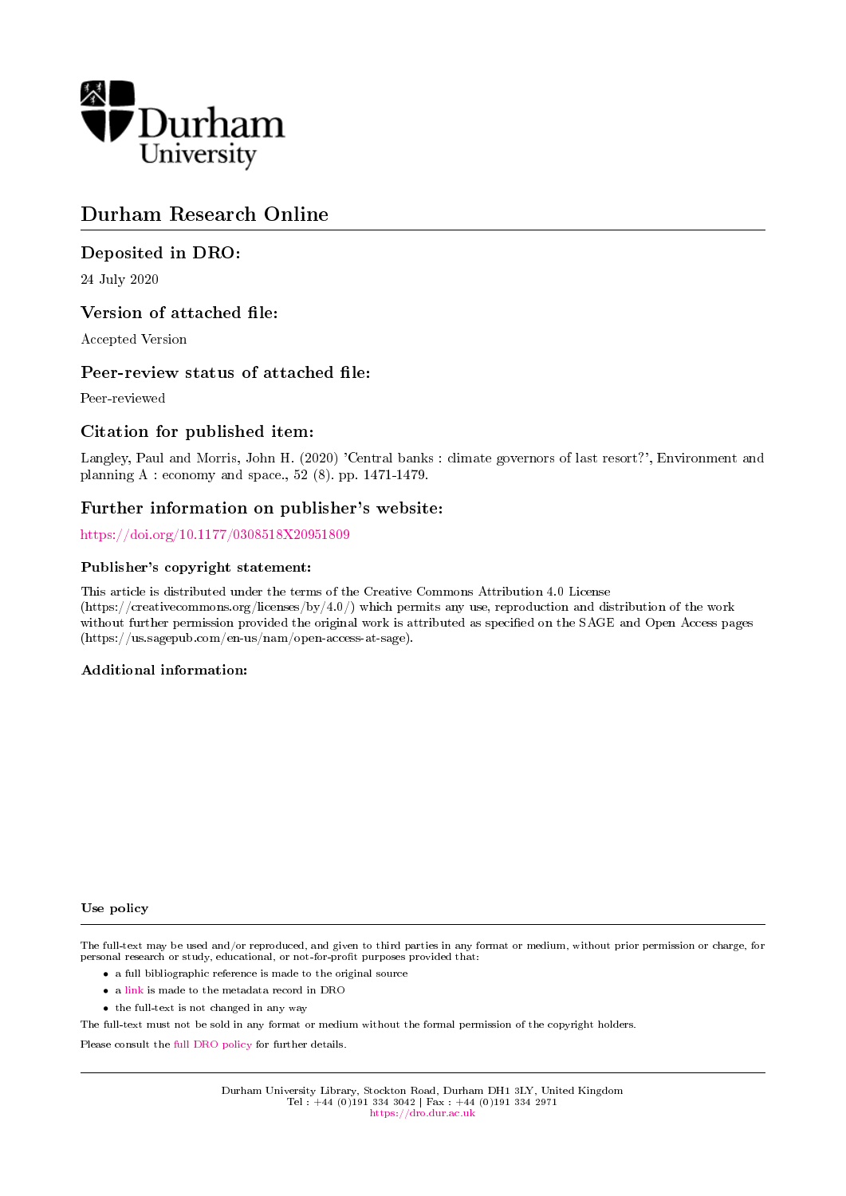Durham University

# Durham Research Online

## Deposited in DRO:

24 July 2020

## Version of attached file:

Accepted Version

## Peer-review status of attached file:

Peer-reviewed

## Citation for published item:

Langley, Paul and Morris, John H. (2020) 'Central banks : climate governors of last resort?', Environment and planning A : economy and space., 52 (8). pp. 1471-1479.

## Further information on publisher's website:

https://doi.org/10.1177/0308518X20951809

### Publisher's copyright statement:

This article is distributed under the terms of the Creative Commons Attribution 4.0 License (https://creativecommons.org/licenses/by/4.0/) which permits any use, reproduction and distribution of the work without further permission provided the original work is attributed as specified on the SAGE and Open Access pages (https://us.sagepub.com/en-us/nam/open-access-at-sage).

### Additional information:

#### Use policy

The full-text may be used and/or reproduced, and given to third parties in any format or medium, without prior permission or charge, for personal research or study, educational, or not-for-profit purposes provided that:

- a full bibliographic reference is made to the original source
- a link is made to the metadata record in DRO
- the full-text is not changed in any way

The full-text must not be sold in any format or medium without the formal permission of the copyright holders.

Please consult the full DRO policy for further details.

Durham University Library, Stockton Road, Durham DH1 3LY, United Kingdom
Tel : +44 (0)191 334 3042 | Fax : +44 (0)191 334 2971
https://dro.dur.ac.uk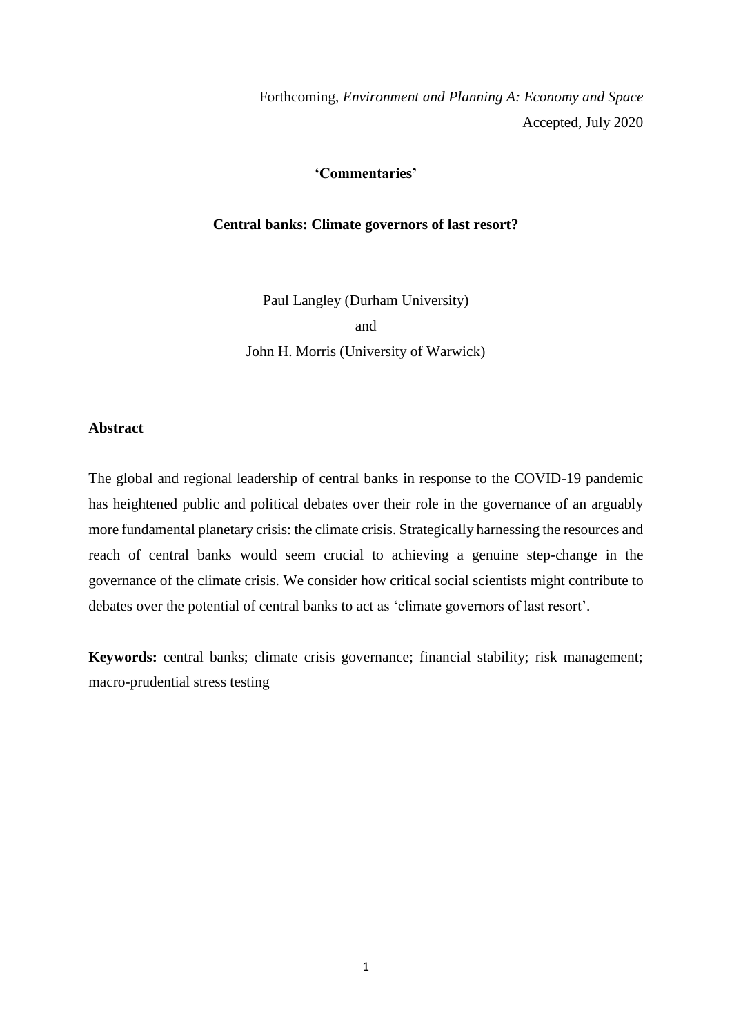Forthcoming, *Environment and Planning A: Economy and Space*
Accepted, July 2020

**'Commentaries'**

**Central banks: Climate governors of last resort?**

Paul Langley (Durham University)
and
John H. Morris (University of Warwick)

## Abstract

The global and regional leadership of central banks in response to the COVID-19 pandemic has heightened public and political debates over their role in the governance of an arguably more fundamental planetary crisis: the climate crisis. Strategically harnessing the resources and reach of central banks would seem crucial to achieving a genuine step-change in the governance of the climate crisis. We consider how critical social scientists might contribute to debates over the potential of central banks to act as 'climate governors of last resort'.

**Keywords:** central banks; climate crisis governance; financial stability; risk management; macro-prudential stress testing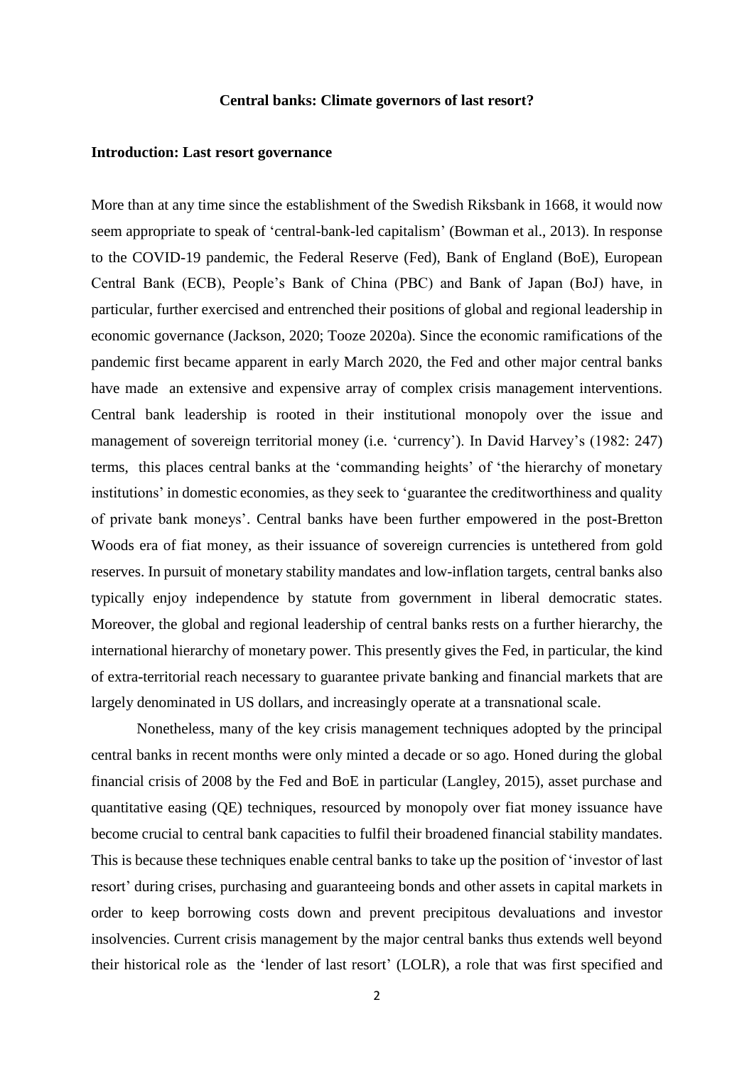**Central banks: Climate governors of last resort?**

**Introduction: Last resort governance**

More than at any time since the establishment of the Swedish Riksbank in 1668, it would now seem appropriate to speak of 'central-bank-led capitalism' (Bowman et al., 2013). In response to the COVID-19 pandemic, the Federal Reserve (Fed), Bank of England (BoE), European Central Bank (ECB), People's Bank of China (PBC) and Bank of Japan (BoJ) have, in particular, further exercised and entrenched their positions of global and regional leadership in economic governance (Jackson, 2020; Tooze 2020a). Since the economic ramifications of the pandemic first became apparent in early March 2020, the Fed and other major central banks have made an extensive and expensive array of complex crisis management interventions. Central bank leadership is rooted in their institutional monopoly over the issue and management of sovereign territorial money (i.e. 'currency'). In David Harvey's (1982: 247) terms, this places central banks at the 'commanding heights' of 'the hierarchy of monetary institutions' in domestic economies, as they seek to 'guarantee the creditworthiness and quality of private bank moneys'. Central banks have been further empowered in the post-Bretton Woods era of fiat money, as their issuance of sovereign currencies is untethered from gold reserves. In pursuit of monetary stability mandates and low-inflation targets, central banks also typically enjoy independence by statute from government in liberal democratic states. Moreover, the global and regional leadership of central banks rests on a further hierarchy, the international hierarchy of monetary power. This presently gives the Fed, in particular, the kind of extra-territorial reach necessary to guarantee private banking and financial markets that are largely denominated in US dollars, and increasingly operate at a transnational scale.

Nonetheless, many of the key crisis management techniques adopted by the principal central banks in recent months were only minted a decade or so ago. Honed during the global financial crisis of 2008 by the Fed and BoE in particular (Langley, 2015), asset purchase and quantitative easing (QE) techniques, resourced by monopoly over fiat money issuance have become crucial to central bank capacities to fulfil their broadened financial stability mandates. This is because these techniques enable central banks to take up the position of 'investor of last resort' during crises, purchasing and guaranteeing bonds and other assets in capital markets in order to keep borrowing costs down and prevent precipitous devaluations and investor insolvencies. Current crisis management by the major central banks thus extends well beyond their historical role as the 'lender of last resort' (LOLR), a role that was first specified and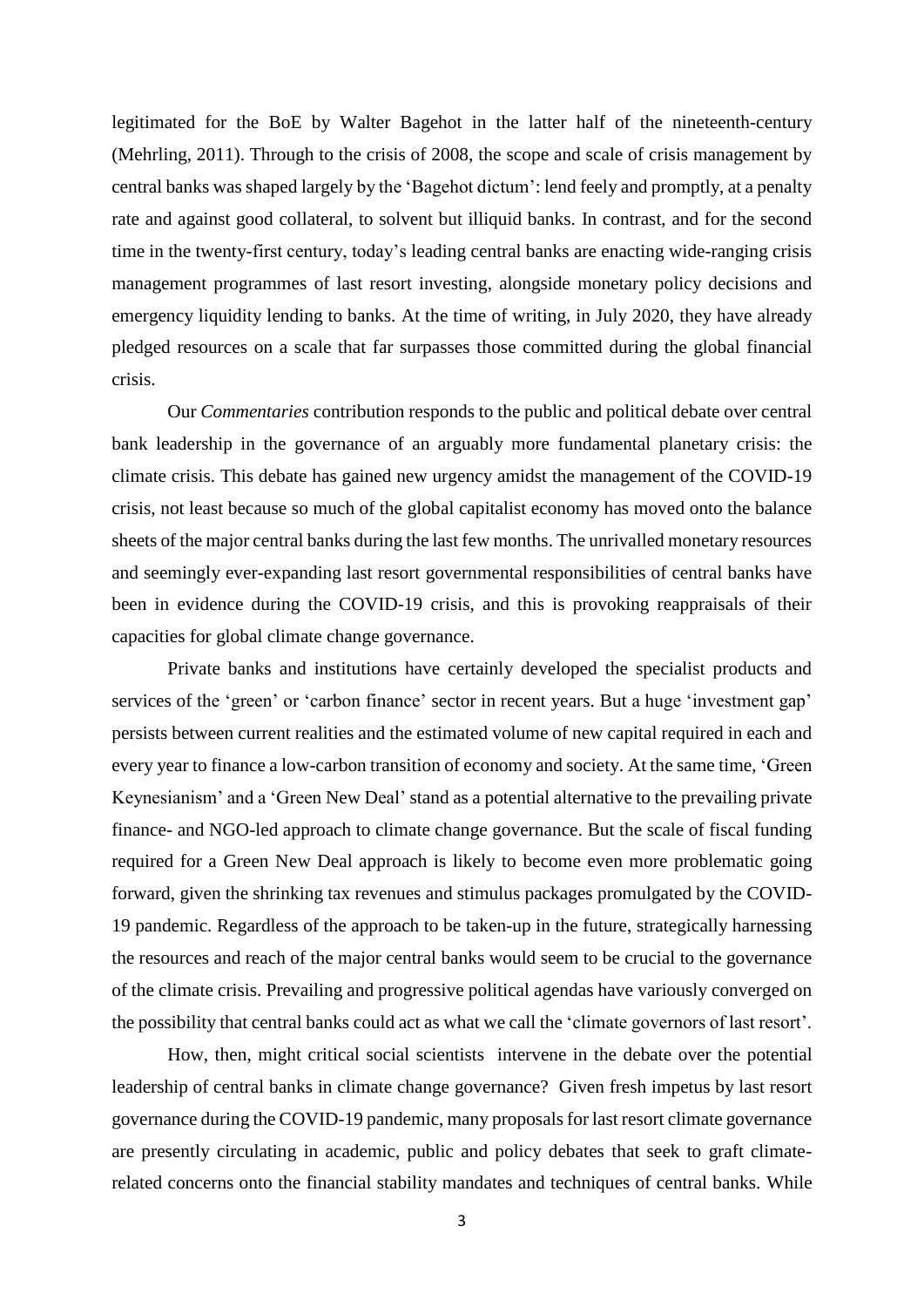legitimated for the BoE by Walter Bagehot in the latter half of the nineteenth-century (Mehrling, 2011). Through to the crisis of 2008, the scope and scale of crisis management by central banks was shaped largely by the 'Bagehot dictum': lend feely and promptly, at a penalty rate and against good collateral, to solvent but illiquid banks. In contrast, and for the second time in the twenty-first century, today's leading central banks are enacting wide-ranging crisis management programmes of last resort investing, alongside monetary policy decisions and emergency liquidity lending to banks. At the time of writing, in July 2020, they have already pledged resources on a scale that far surpasses those committed during the global financial crisis.

Our *Commentaries* contribution responds to the public and political debate over central bank leadership in the governance of an arguably more fundamental planetary crisis: the climate crisis. This debate has gained new urgency amidst the management of the COVID-19 crisis, not least because so much of the global capitalist economy has moved onto the balance sheets of the major central banks during the last few months. The unrivalled monetary resources and seemingly ever-expanding last resort governmental responsibilities of central banks have been in evidence during the COVID-19 crisis, and this is provoking reappraisals of their capacities for global climate change governance.

Private banks and institutions have certainly developed the specialist products and services of the 'green' or 'carbon finance' sector in recent years. But a huge 'investment gap' persists between current realities and the estimated volume of new capital required in each and every year to finance a low-carbon transition of economy and society. At the same time, 'Green Keynesianism' and a 'Green New Deal' stand as a potential alternative to the prevailing private finance- and NGO-led approach to climate change governance. But the scale of fiscal funding required for a Green New Deal approach is likely to become even more problematic going forward, given the shrinking tax revenues and stimulus packages promulgated by the COVID-19 pandemic. Regardless of the approach to be taken-up in the future, strategically harnessing the resources and reach of the major central banks would seem to be crucial to the governance of the climate crisis. Prevailing and progressive political agendas have variously converged on the possibility that central banks could act as what we call the 'climate governors of last resort'.

How, then, might critical social scientists intervene in the debate over the potential leadership of central banks in climate change governance? Given fresh impetus by last resort governance during the COVID-19 pandemic, many proposals for last resort climate governance are presently circulating in academic, public and policy debates that seek to graft climate-related concerns onto the financial stability mandates and techniques of central banks. While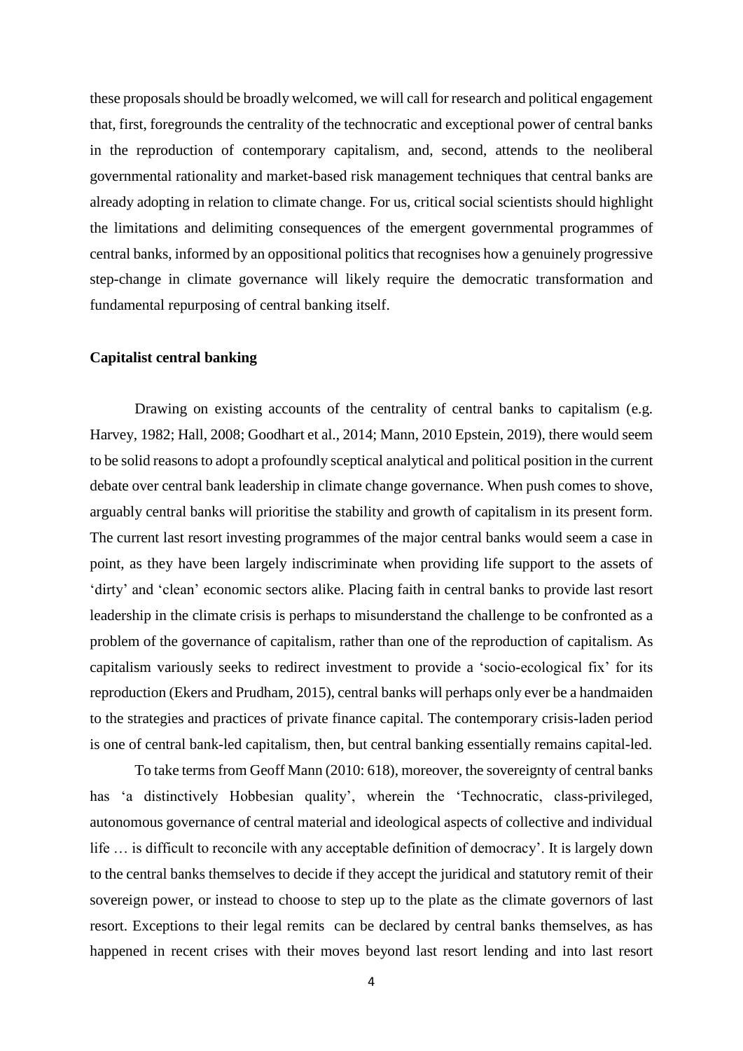these proposals should be broadly welcomed, we will call for research and political engagement that, first, foregrounds the centrality of the technocratic and exceptional power of central banks in the reproduction of contemporary capitalism, and, second, attends to the neoliberal governmental rationality and market-based risk management techniques that central banks are already adopting in relation to climate change. For us, critical social scientists should highlight the limitations and delimiting consequences of the emergent governmental programmes of central banks, informed by an oppositional politics that recognises how a genuinely progressive step-change in climate governance will likely require the democratic transformation and fundamental repurposing of central banking itself.

**Capitalist central banking**

Drawing on existing accounts of the centrality of central banks to capitalism (e.g. Harvey, 1982; Hall, 2008; Goodhart et al., 2014; Mann, 2010 Epstein, 2019), there would seem to be solid reasons to adopt a profoundly sceptical analytical and political position in the current debate over central bank leadership in climate change governance. When push comes to shove, arguably central banks will prioritise the stability and growth of capitalism in its present form. The current last resort investing programmes of the major central banks would seem a case in point, as they have been largely indiscriminate when providing life support to the assets of 'dirty' and 'clean' economic sectors alike. Placing faith in central banks to provide last resort leadership in the climate crisis is perhaps to misunderstand the challenge to be confronted as a problem of the governance of capitalism, rather than one of the reproduction of capitalism. As capitalism variously seeks to redirect investment to provide a 'socio-ecological fix' for its reproduction (Ekers and Prudham, 2015), central banks will perhaps only ever be a handmaiden to the strategies and practices of private finance capital. The contemporary crisis-laden period is one of central bank-led capitalism, then, but central banking essentially remains capital-led.

To take terms from Geoff Mann (2010: 618), moreover, the sovereignty of central banks has 'a distinctively Hobbesian quality', wherein the 'Technocratic, class-privileged, autonomous governance of central material and ideological aspects of collective and individual life … is difficult to reconcile with any acceptable definition of democracy'. It is largely down to the central banks themselves to decide if they accept the juridical and statutory remit of their sovereign power, or instead to choose to step up to the plate as the climate governors of last resort. Exceptions to their legal remits can be declared by central banks themselves, as has happened in recent crises with their moves beyond last resort lending and into last resort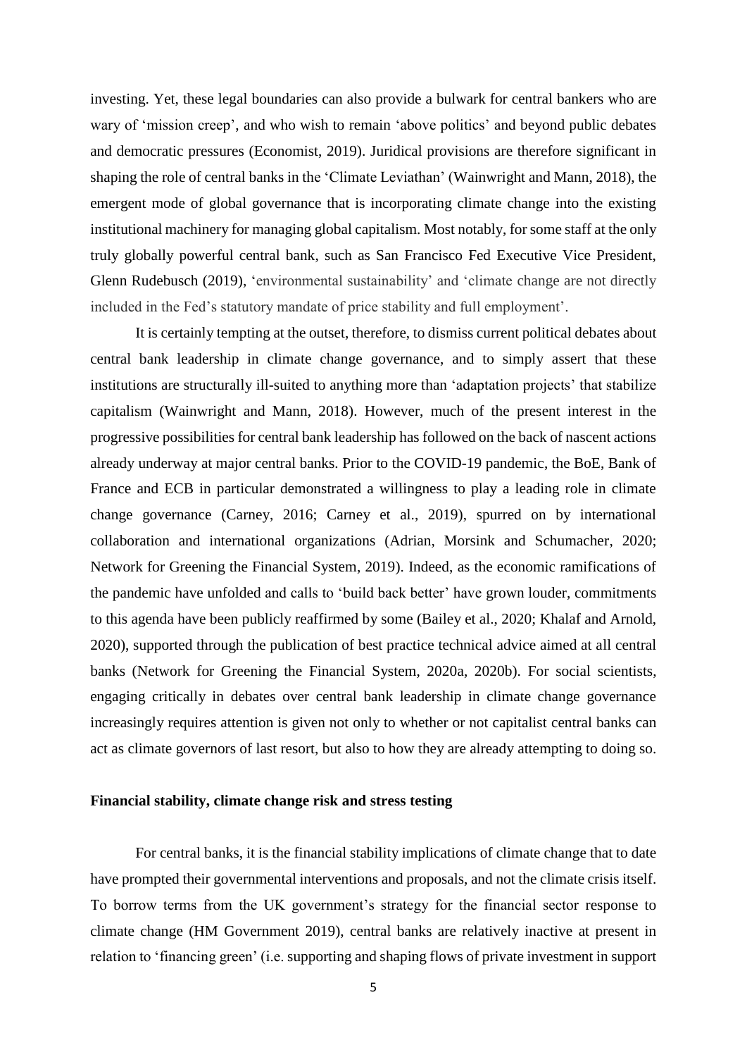investing. Yet, these legal boundaries can also provide a bulwark for central bankers who are wary of 'mission creep', and who wish to remain 'above politics' and beyond public debates and democratic pressures (Economist, 2019). Juridical provisions are therefore significant in shaping the role of central banks in the 'Climate Leviathan' (Wainwright and Mann, 2018), the emergent mode of global governance that is incorporating climate change into the existing institutional machinery for managing global capitalism. Most notably, for some staff at the only truly globally powerful central bank, such as San Francisco Fed Executive Vice President, Glenn Rudebusch (2019), 'environmental sustainability' and 'climate change are not directly included in the Fed's statutory mandate of price stability and full employment'.

It is certainly tempting at the outset, therefore, to dismiss current political debates about central bank leadership in climate change governance, and to simply assert that these institutions are structurally ill-suited to anything more than 'adaptation projects' that stabilize capitalism (Wainwright and Mann, 2018). However, much of the present interest in the progressive possibilities for central bank leadership has followed on the back of nascent actions already underway at major central banks. Prior to the COVID-19 pandemic, the BoE, Bank of France and ECB in particular demonstrated a willingness to play a leading role in climate change governance (Carney, 2016; Carney et al., 2019), spurred on by international collaboration and international organizations (Adrian, Morsink and Schumacher, 2020; Network for Greening the Financial System, 2019). Indeed, as the economic ramifications of the pandemic have unfolded and calls to 'build back better' have grown louder, commitments to this agenda have been publicly reaffirmed by some (Bailey et al., 2020; Khalaf and Arnold, 2020), supported through the publication of best practice technical advice aimed at all central banks (Network for Greening the Financial System, 2020a, 2020b). For social scientists, engaging critically in debates over central bank leadership in climate change governance increasingly requires attention is given not only to whether or not capitalist central banks can act as climate governors of last resort, but also to how they are already attempting to doing so.

**Financial stability, climate change risk and stress testing**

For central banks, it is the financial stability implications of climate change that to date have prompted their governmental interventions and proposals, and not the climate crisis itself. To borrow terms from the UK government's strategy for the financial sector response to climate change (HM Government 2019), central banks are relatively inactive at present in relation to 'financing green' (i.e. supporting and shaping flows of private investment in support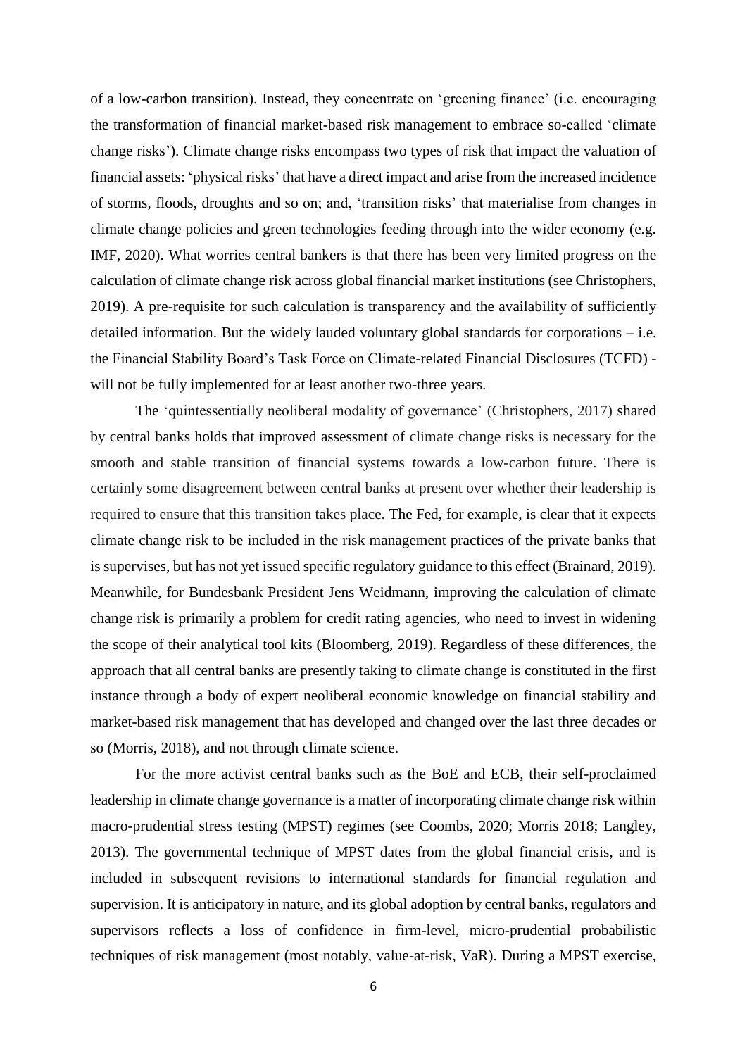of a low-carbon transition). Instead, they concentrate on 'greening finance' (i.e. encouraging the transformation of financial market-based risk management to embrace so-called 'climate change risks'). Climate change risks encompass two types of risk that impact the valuation of financial assets: 'physical risks' that have a direct impact and arise from the increased incidence of storms, floods, droughts and so on; and, 'transition risks' that materialise from changes in climate change policies and green technologies feeding through into the wider economy (e.g. IMF, 2020). What worries central bankers is that there has been very limited progress on the calculation of climate change risk across global financial market institutions (see Christophers, 2019). A pre-requisite for such calculation is transparency and the availability of sufficiently detailed information. But the widely lauded voluntary global standards for corporations – i.e. the Financial Stability Board's Task Force on Climate-related Financial Disclosures (TCFD) - will not be fully implemented for at least another two-three years.

The 'quintessentially neoliberal modality of governance' (Christophers, 2017) shared by central banks holds that improved assessment of climate change risks is necessary for the smooth and stable transition of financial systems towards a low-carbon future. There is certainly some disagreement between central banks at present over whether their leadership is required to ensure that this transition takes place. The Fed, for example, is clear that it expects climate change risk to be included in the risk management practices of the private banks that is supervises, but has not yet issued specific regulatory guidance to this effect (Brainard, 2019). Meanwhile, for Bundesbank President Jens Weidmann, improving the calculation of climate change risk is primarily a problem for credit rating agencies, who need to invest in widening the scope of their analytical tool kits (Bloomberg, 2019). Regardless of these differences, the approach that all central banks are presently taking to climate change is constituted in the first instance through a body of expert neoliberal economic knowledge on financial stability and market-based risk management that has developed and changed over the last three decades or so (Morris, 2018), and not through climate science.

For the more activist central banks such as the BoE and ECB, their self-proclaimed leadership in climate change governance is a matter of incorporating climate change risk within macro-prudential stress testing (MPST) regimes (see Coombs, 2020; Morris 2018; Langley, 2013). The governmental technique of MPST dates from the global financial crisis, and is included in subsequent revisions to international standards for financial regulation and supervision. It is anticipatory in nature, and its global adoption by central banks, regulators and supervisors reflects a loss of confidence in firm-level, micro-prudential probabilistic techniques of risk management (most notably, value-at-risk, VaR). During a MPST exercise,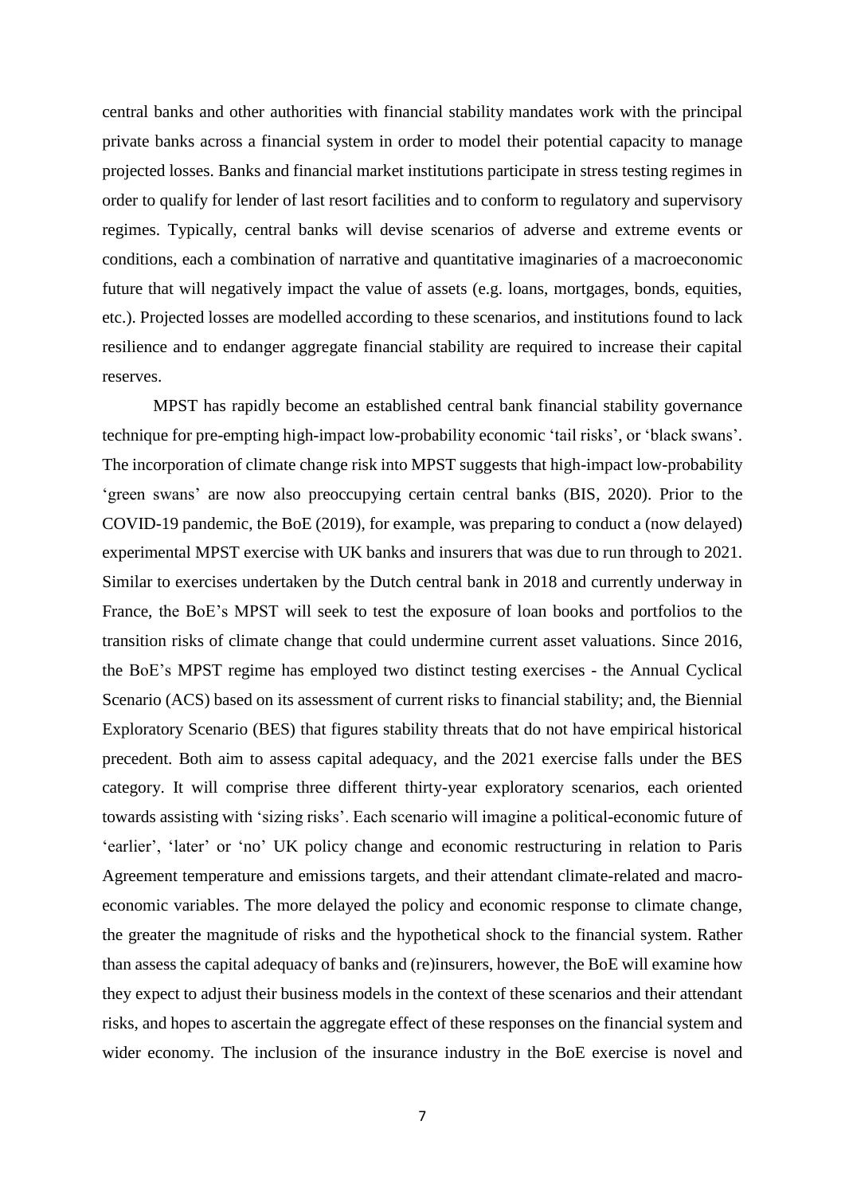central banks and other authorities with financial stability mandates work with the principal private banks across a financial system in order to model their potential capacity to manage projected losses. Banks and financial market institutions participate in stress testing regimes in order to qualify for lender of last resort facilities and to conform to regulatory and supervisory regimes. Typically, central banks will devise scenarios of adverse and extreme events or conditions, each a combination of narrative and quantitative imaginaries of a macroeconomic future that will negatively impact the value of assets (e.g. loans, mortgages, bonds, equities, etc.). Projected losses are modelled according to these scenarios, and institutions found to lack resilience and to endanger aggregate financial stability are required to increase their capital reserves.

MPST has rapidly become an established central bank financial stability governance technique for pre-empting high-impact low-probability economic 'tail risks', or 'black swans'. The incorporation of climate change risk into MPST suggests that high-impact low-probability 'green swans' are now also preoccupying certain central banks (BIS, 2020). Prior to the COVID-19 pandemic, the BoE (2019), for example, was preparing to conduct a (now delayed) experimental MPST exercise with UK banks and insurers that was due to run through to 2021. Similar to exercises undertaken by the Dutch central bank in 2018 and currently underway in France, the BoE's MPST will seek to test the exposure of loan books and portfolios to the transition risks of climate change that could undermine current asset valuations. Since 2016, the BoE's MPST regime has employed two distinct testing exercises - the Annual Cyclical Scenario (ACS) based on its assessment of current risks to financial stability; and, the Biennial Exploratory Scenario (BES) that figures stability threats that do not have empirical historical precedent. Both aim to assess capital adequacy, and the 2021 exercise falls under the BES category. It will comprise three different thirty-year exploratory scenarios, each oriented towards assisting with 'sizing risks'. Each scenario will imagine a political-economic future of 'earlier', 'later' or 'no' UK policy change and economic restructuring in relation to Paris Agreement temperature and emissions targets, and their attendant climate-related and macro-economic variables. The more delayed the policy and economic response to climate change, the greater the magnitude of risks and the hypothetical shock to the financial system. Rather than assess the capital adequacy of banks and (re)insurers, however, the BoE will examine how they expect to adjust their business models in the context of these scenarios and their attendant risks, and hopes to ascertain the aggregate effect of these responses on the financial system and wider economy. The inclusion of the insurance industry in the BoE exercise is novel and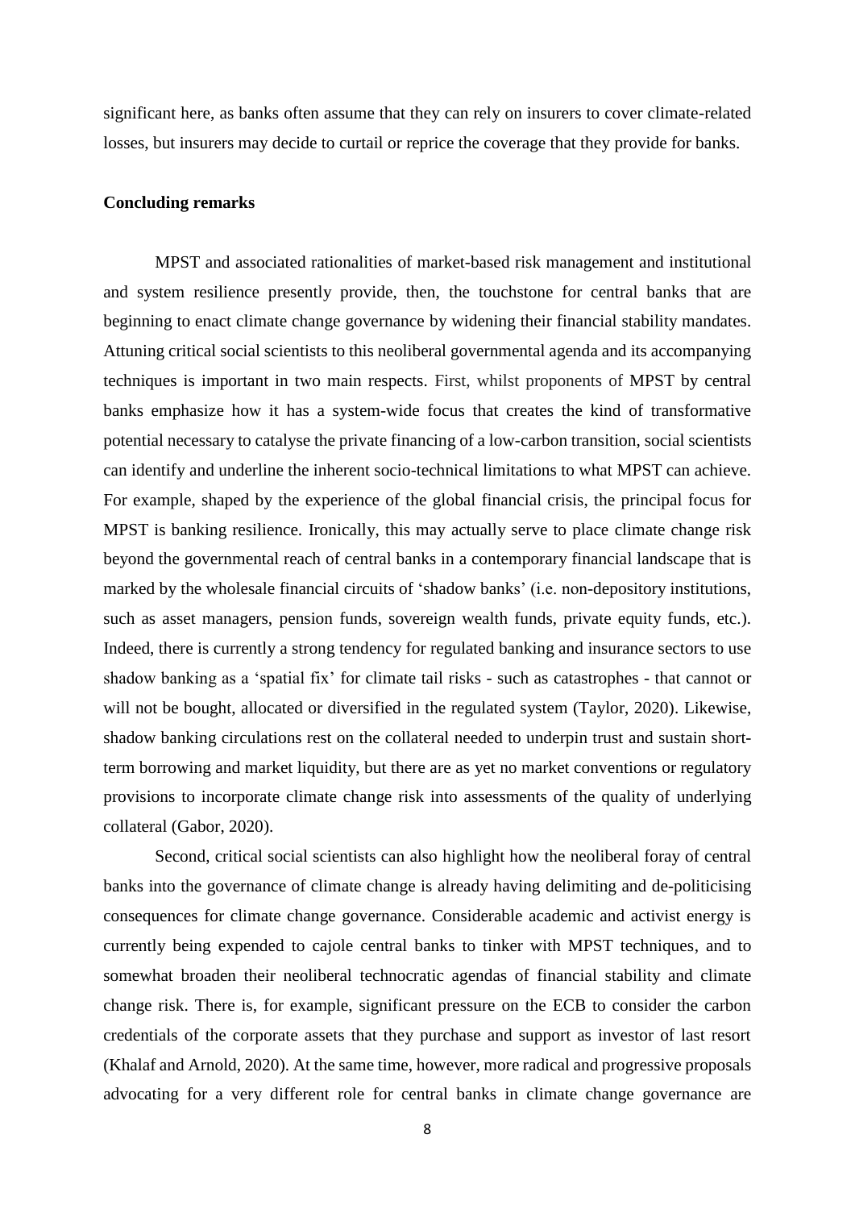significant here, as banks often assume that they can rely on insurers to cover climate-related losses, but insurers may decide to curtail or reprice the coverage that they provide for banks.

**Concluding remarks**

MPST and associated rationalities of market-based risk management and institutional and system resilience presently provide, then, the touchstone for central banks that are beginning to enact climate change governance by widening their financial stability mandates. Attuning critical social scientists to this neoliberal governmental agenda and its accompanying techniques is important in two main respects. First, whilst proponents of MPST by central banks emphasize how it has a system-wide focus that creates the kind of transformative potential necessary to catalyse the private financing of a low-carbon transition, social scientists can identify and underline the inherent socio-technical limitations to what MPST can achieve. For example, shaped by the experience of the global financial crisis, the principal focus for MPST is banking resilience. Ironically, this may actually serve to place climate change risk beyond the governmental reach of central banks in a contemporary financial landscape that is marked by the wholesale financial circuits of 'shadow banks' (i.e. non-depository institutions, such as asset managers, pension funds, sovereign wealth funds, private equity funds, etc.). Indeed, there is currently a strong tendency for regulated banking and insurance sectors to use shadow banking as a 'spatial fix' for climate tail risks - such as catastrophes - that cannot or will not be bought, allocated or diversified in the regulated system (Taylor, 2020). Likewise, shadow banking circulations rest on the collateral needed to underpin trust and sustain short-term borrowing and market liquidity, but there are as yet no market conventions or regulatory provisions to incorporate climate change risk into assessments of the quality of underlying collateral (Gabor, 2020).

Second, critical social scientists can also highlight how the neoliberal foray of central banks into the governance of climate change is already having delimiting and de-politicising consequences for climate change governance. Considerable academic and activist energy is currently being expended to cajole central banks to tinker with MPST techniques, and to somewhat broaden their neoliberal technocratic agendas of financial stability and climate change risk. There is, for example, significant pressure on the ECB to consider the carbon credentials of the corporate assets that they purchase and support as investor of last resort (Khalaf and Arnold, 2020). At the same time, however, more radical and progressive proposals advocating for a very different role for central banks in climate change governance are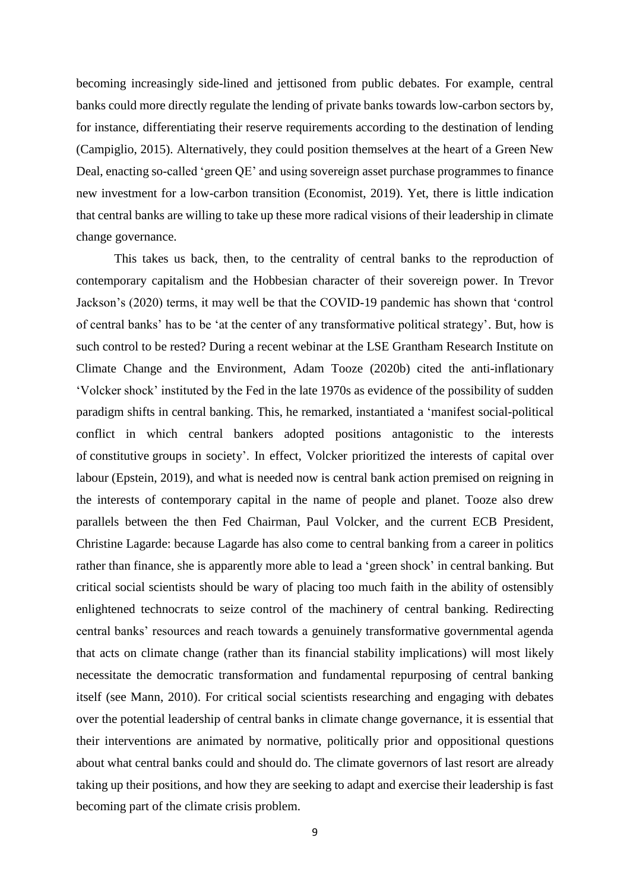becoming increasingly side-lined and jettisoned from public debates. For example, central banks could more directly regulate the lending of private banks towards low-carbon sectors by, for instance, differentiating their reserve requirements according to the destination of lending (Campiglio, 2015). Alternatively, they could position themselves at the heart of a Green New Deal, enacting so-called 'green QE' and using sovereign asset purchase programmes to finance new investment for a low-carbon transition (Economist, 2019). Yet, there is little indication that central banks are willing to take up these more radical visions of their leadership in climate change governance.

This takes us back, then, to the centrality of central banks to the reproduction of contemporary capitalism and the Hobbesian character of their sovereign power. In Trevor Jackson's (2020) terms, it may well be that the COVID-19 pandemic has shown that 'control of central banks' has to be 'at the center of any transformative political strategy'. But, how is such control to be rested? During a recent webinar at the LSE Grantham Research Institute on Climate Change and the Environment, Adam Tooze (2020b) cited the anti-inflationary 'Volcker shock' instituted by the Fed in the late 1970s as evidence of the possibility of sudden paradigm shifts in central banking. This, he remarked, instantiated a 'manifest social-political conflict in which central bankers adopted positions antagonistic to the interests of constitutive groups in society'. In effect, Volcker prioritized the interests of capital over labour (Epstein, 2019), and what is needed now is central bank action premised on reigning in the interests of contemporary capital in the name of people and planet. Tooze also drew parallels between the then Fed Chairman, Paul Volcker, and the current ECB President, Christine Lagarde: because Lagarde has also come to central banking from a career in politics rather than finance, she is apparently more able to lead a 'green shock' in central banking. But critical social scientists should be wary of placing too much faith in the ability of ostensibly enlightened technocrats to seize control of the machinery of central banking. Redirecting central banks' resources and reach towards a genuinely transformative governmental agenda that acts on climate change (rather than its financial stability implications) will most likely necessitate the democratic transformation and fundamental repurposing of central banking itself (see Mann, 2010). For critical social scientists researching and engaging with debates over the potential leadership of central banks in climate change governance, it is essential that their interventions are animated by normative, politically prior and oppositional questions about what central banks could and should do. The climate governors of last resort are already taking up their positions, and how they are seeking to adapt and exercise their leadership is fast becoming part of the climate crisis problem.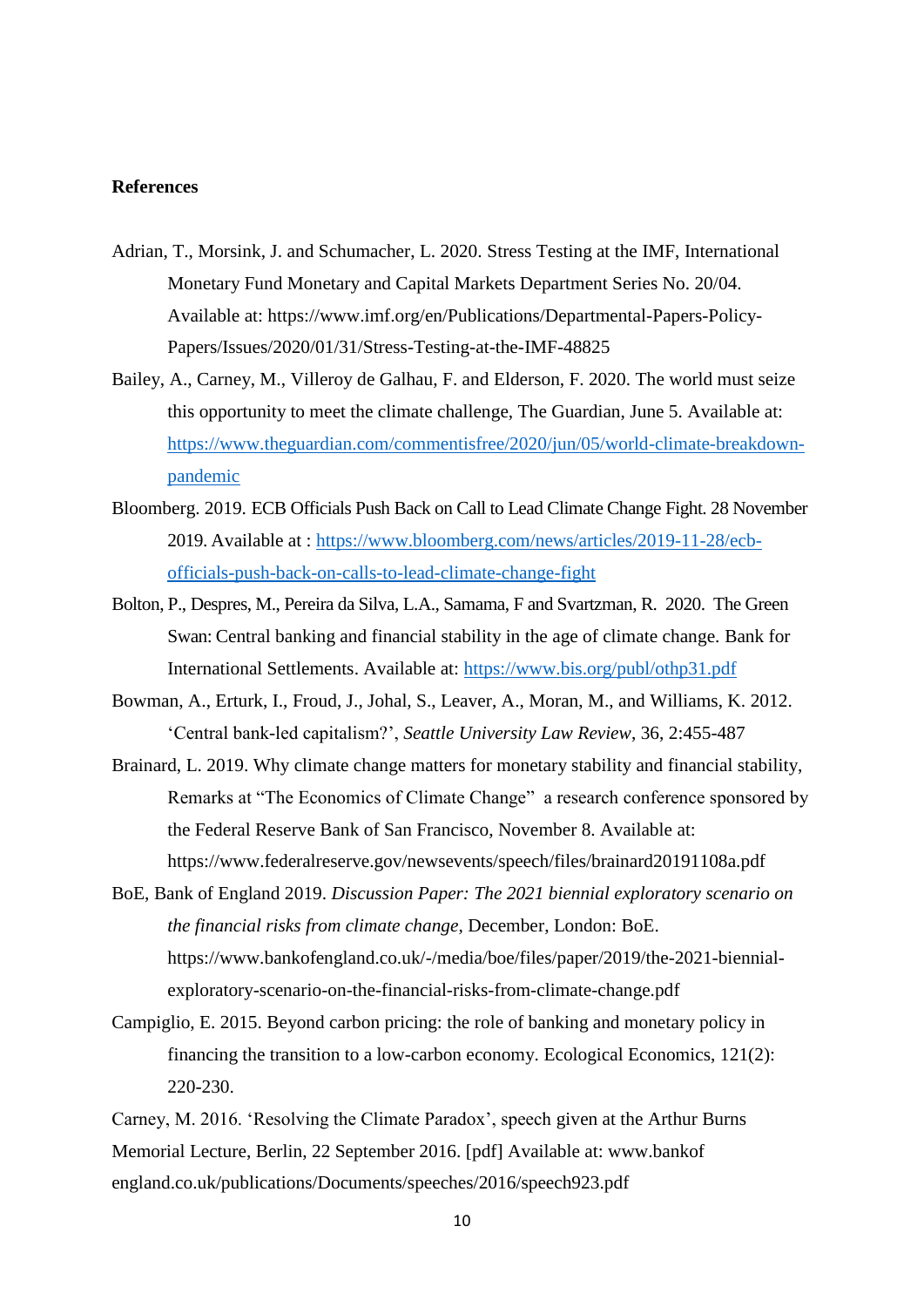**References**

Adrian, T., Morsink, J. and Schumacher, L. 2020. Stress Testing at the IMF, International Monetary Fund Monetary and Capital Markets Department Series No. 20/04. Available at: https://www.imf.org/en/Publications/Departmental-Papers-Policy-Papers/Issues/2020/01/31/Stress-Testing-at-the-IMF-48825

Bailey, A., Carney, M., Villeroy de Galhau, F. and Elderson, F. 2020. The world must seize this opportunity to meet the climate challenge, The Guardian, June 5. Available at: https://www.theguardian.com/commentisfree/2020/jun/05/world-climate-breakdown-pandemic

Bloomberg. 2019. ECB Officials Push Back on Call to Lead Climate Change Fight. 28 November 2019. Available at : https://www.bloomberg.com/news/articles/2019-11-28/ecb-officials-push-back-on-calls-to-lead-climate-change-fight

Bolton, P., Despres, M., Pereira da Silva, L.A., Samama, F and Svartzman, R. 2020. The Green Swan: Central banking and financial stability in the age of climate change. Bank for International Settlements. Available at: https://www.bis.org/publ/othp31.pdf

Bowman, A., Erturk, I., Froud, J., Johal, S., Leaver, A., Moran, M., and Williams, K. 2012. 'Central bank-led capitalism?', *Seattle University Law Review*, 36, 2:455-487

Brainard, L. 2019. Why climate change matters for monetary stability and financial stability, Remarks at "The Economics of Climate Change" a research conference sponsored by the Federal Reserve Bank of San Francisco, November 8. Available at: https://www.federalreserve.gov/newsevents/speech/files/brainard20191108a.pdf

BoE, Bank of England 2019. *Discussion Paper: The 2021 biennial exploratory scenario on the financial risks from climate change*, December, London: BoE. https://www.bankofengland.co.uk/-/media/boe/files/paper/2019/the-2021-biennial-exploratory-scenario-on-the-financial-risks-from-climate-change.pdf

Campiglio, E. 2015. Beyond carbon pricing: the role of banking and monetary policy in financing the transition to a low-carbon economy. Ecological Economics, 121(2): 220-230.

Carney, M. 2016. 'Resolving the Climate Paradox', speech given at the Arthur Burns Memorial Lecture, Berlin, 22 September 2016. [pdf] Available at: www.bankof england.co.uk/publications/Documents/speeches/2016/speech923.pdf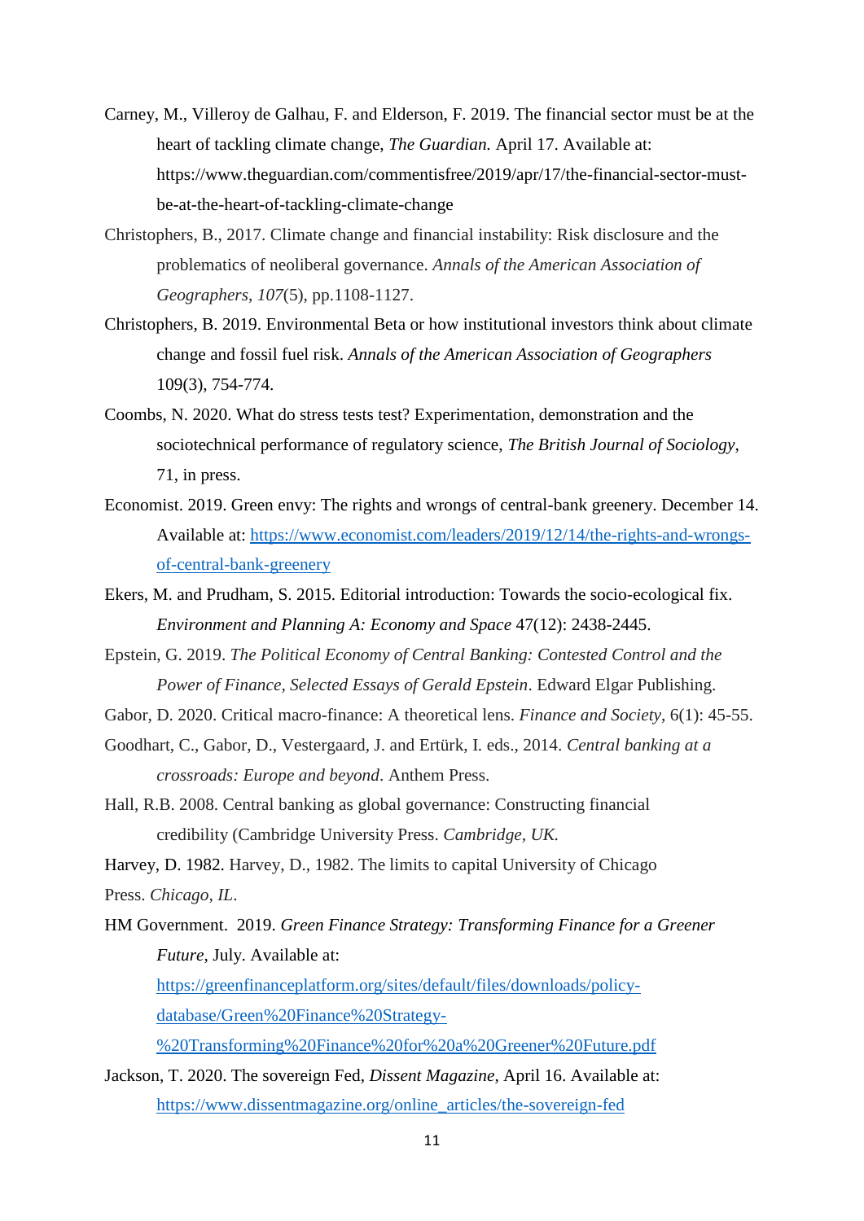Carney, M., Villeroy de Galhau, F. and Elderson, F. 2019. The financial sector must be at the heart of tackling climate change, *The Guardian.* April 17. Available at: https://www.theguardian.com/commentisfree/2019/apr/17/the-financial-sector-must-be-at-the-heart-of-tackling-climate-change

Christophers, B., 2017. Climate change and financial instability: Risk disclosure and the problematics of neoliberal governance. *Annals of the American Association of Geographers*, *107*(5), pp.1108-1127.

Christophers, B. 2019. Environmental Beta or how institutional investors think about climate change and fossil fuel risk. *Annals of the American Association of Geographers* 109(3), 754-774.

Coombs, N. 2020. What do stress tests test? Experimentation, demonstration and the sociotechnical performance of regulatory science, *The British Journal of Sociology*, 71, in press.

Economist. 2019. Green envy: The rights and wrongs of central-bank greenery. December 14. Available at: https://www.economist.com/leaders/2019/12/14/the-rights-and-wrongs-of-central-bank-greenery

Ekers, M. and Prudham, S. 2015. Editorial introduction: Towards the socio-ecological fix. *Environment and Planning A: Economy and Space* 47(12): 2438-2445.

Epstein, G. 2019. *The Political Economy of Central Banking: Contested Control and the Power of Finance, Selected Essays of Gerald Epstein*. Edward Elgar Publishing.

Gabor, D. 2020. Critical macro-finance: A theoretical lens. *Finance and Society*, 6(1): 45-55.

Goodhart, C., Gabor, D., Vestergaard, J. and Ertürk, I. eds., 2014. *Central banking at a crossroads: Europe and beyond*. Anthem Press.

Hall, R.B. 2008. Central banking as global governance: Constructing financial credibility (Cambridge University Press. *Cambridge, UK*.

Harvey, D. 1982. Harvey, D., 1982. The limits to capital University of Chicago Press. *Chicago, IL*.

HM Government. 2019. *Green Finance Strategy: Transforming Finance for a Greener Future*, July. Available at: https://greenfinanceplatform.org/sites/default/files/downloads/policy-database/Green%20Finance%20Strategy-%20Transforming%20Finance%20for%20a%20Greener%20Future.pdf

Jackson, T. 2020. The sovereign Fed, *Dissent Magazine*, April 16. Available at: https://www.dissentmagazine.org/online_articles/the-sovereign-fed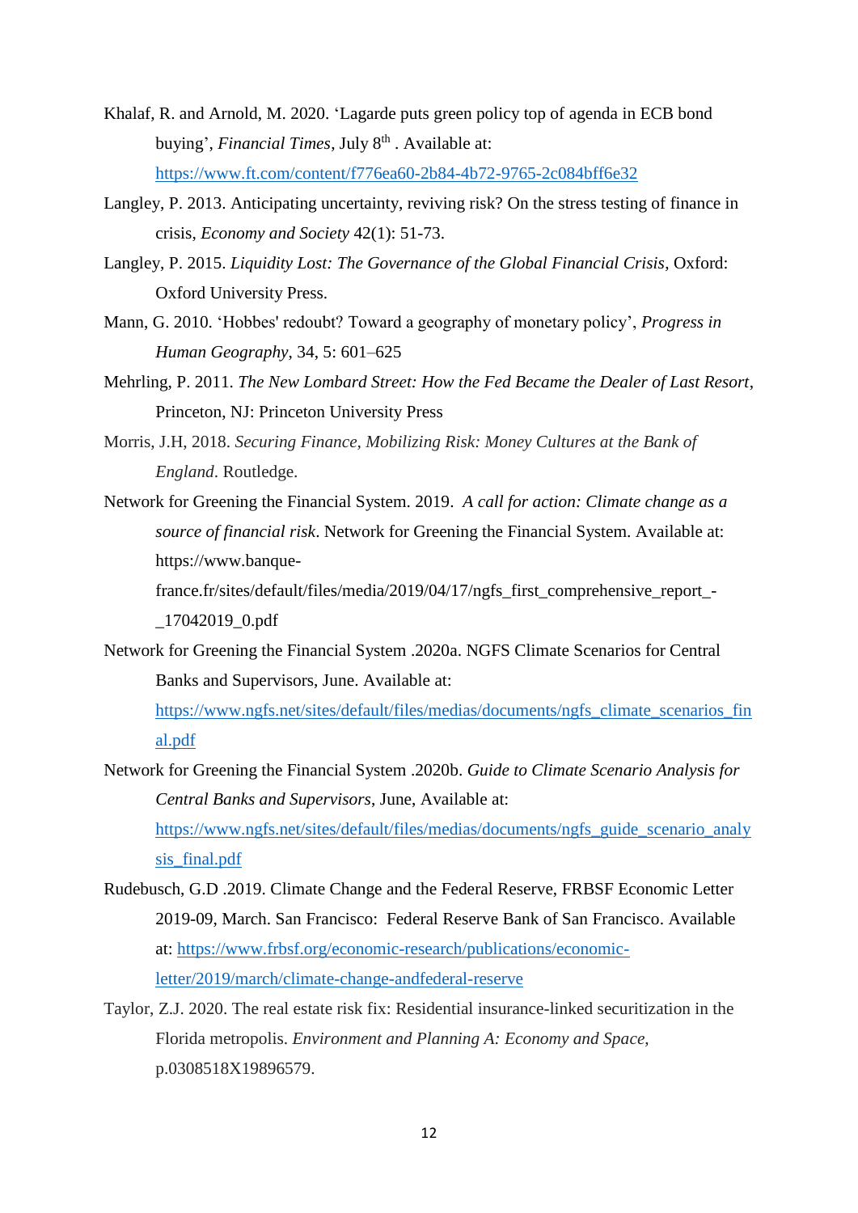Khalaf, R. and Arnold, M. 2020. 'Lagarde puts green policy top of agenda in ECB bond buying', *Financial Times*, July 8th . Available at: https://www.ft.com/content/f776ea60-2b84-4b72-9765-2c084bff6e32

Langley, P. 2013. Anticipating uncertainty, reviving risk? On the stress testing of finance in crisis, *Economy and Society* 42(1): 51-73.

Langley, P. 2015. *Liquidity Lost: The Governance of the Global Financial Crisis*, Oxford: Oxford University Press.

Mann, G. 2010. 'Hobbes' redoubt? Toward a geography of monetary policy', *Progress in Human Geography*, 34, 5: 601–625

Mehrling, P. 2011. *The New Lombard Street: How the Fed Became the Dealer of Last Resort*, Princeton, NJ: Princeton University Press

Morris, J.H, 2018. *Securing Finance, Mobilizing Risk: Money Cultures at the Bank of England*. Routledge.

Network for Greening the Financial System. 2019. *A call for action: Climate change as a source of financial risk*. Network for Greening the Financial System. Available at: https://www.banque-france.fr/sites/default/files/media/2019/04/17/ngfs_first_comprehensive_report_-_17042019_0.pdf

Network for Greening the Financial System .2020a. NGFS Climate Scenarios for Central Banks and Supervisors, June. Available at: https://www.ngfs.net/sites/default/files/medias/documents/ngfs_climate_scenarios_final.pdf

Network for Greening the Financial System .2020b. *Guide to Climate Scenario Analysis for Central Banks and Supervisors*, June, Available at: https://www.ngfs.net/sites/default/files/medias/documents/ngfs_guide_scenario_analysis_final.pdf

Rudebusch, G.D .2019. Climate Change and the Federal Reserve, FRBSF Economic Letter 2019-09, March. San Francisco: Federal Reserve Bank of San Francisco. Available at: https://www.frbsf.org/economic-research/publications/economic-letter/2019/march/climate-change-andfederal-reserve

Taylor, Z.J. 2020. The real estate risk fix: Residential insurance-linked securitization in the Florida metropolis. *Environment and Planning A: Economy and Space*, p.0308518X19896579.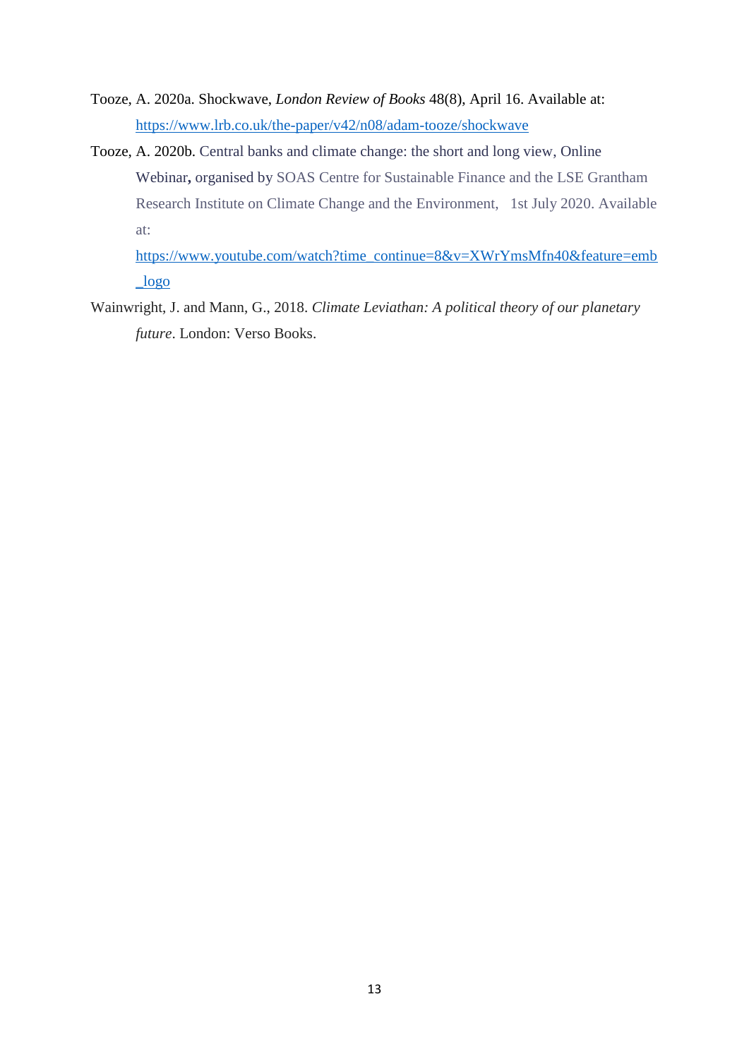Tooze, A. 2020a. Shockwave, *London Review of Books* 48(8), April 16. Available at: https://www.lrb.co.uk/the-paper/v42/n08/adam-tooze/shockwave

Tooze, A. 2020b. Central banks and climate change: the short and long view, Online Webinar, organised by SOAS Centre for Sustainable Finance and the LSE Grantham Research Institute on Climate Change and the Environment, 1st July 2020. Available at: https://www.youtube.com/watch?time_continue=8&v=XWrYmsMfn40&feature=emb_logo

Wainwright, J. and Mann, G., 2018. *Climate Leviathan: A political theory of our planetary future*. London: Verso Books.